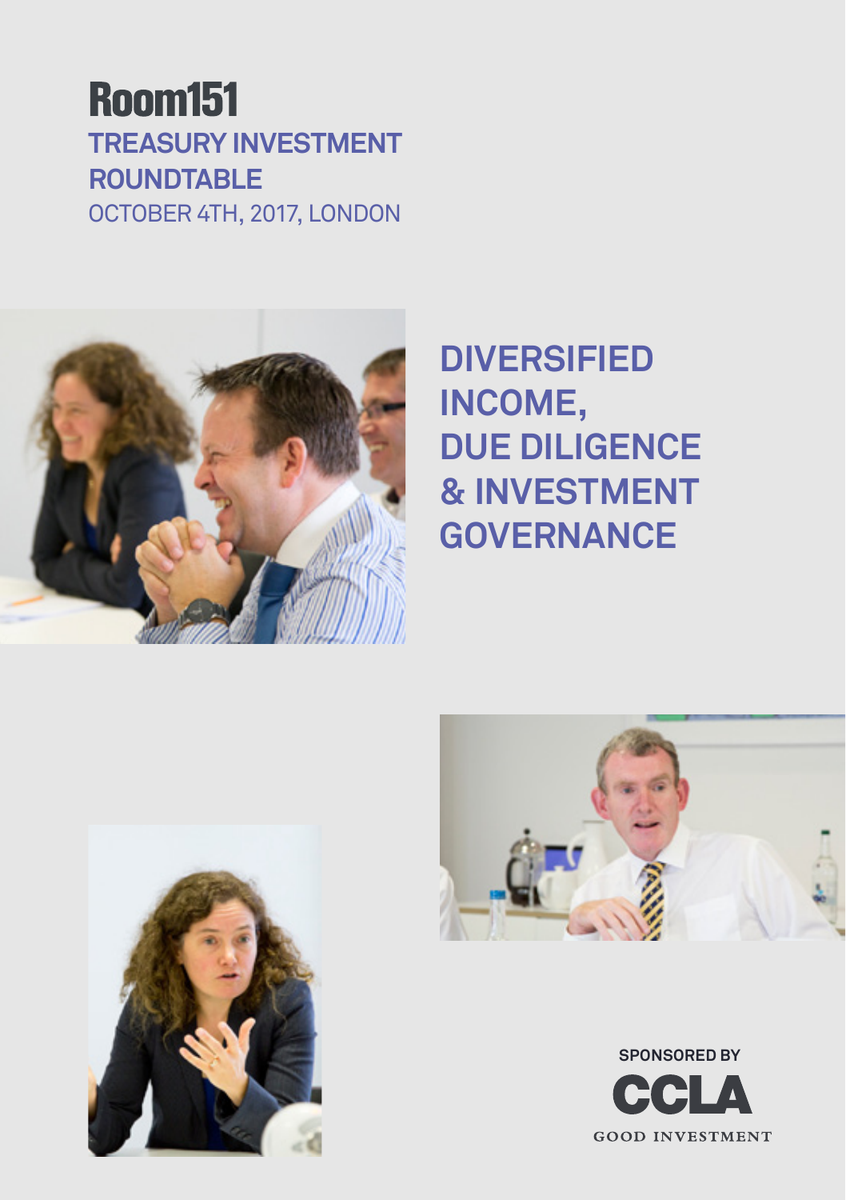# Room151

## TREASURY INVESTMENT ROUNDTABLE

OCTOBER 4TH, 2017, LONDON

# DIVERSIFIED INCOME, DUE DILIGENCE & INVESTMENT GOVERNANCE

SPONSORED BY

CCLA

GOOD INVESTMENT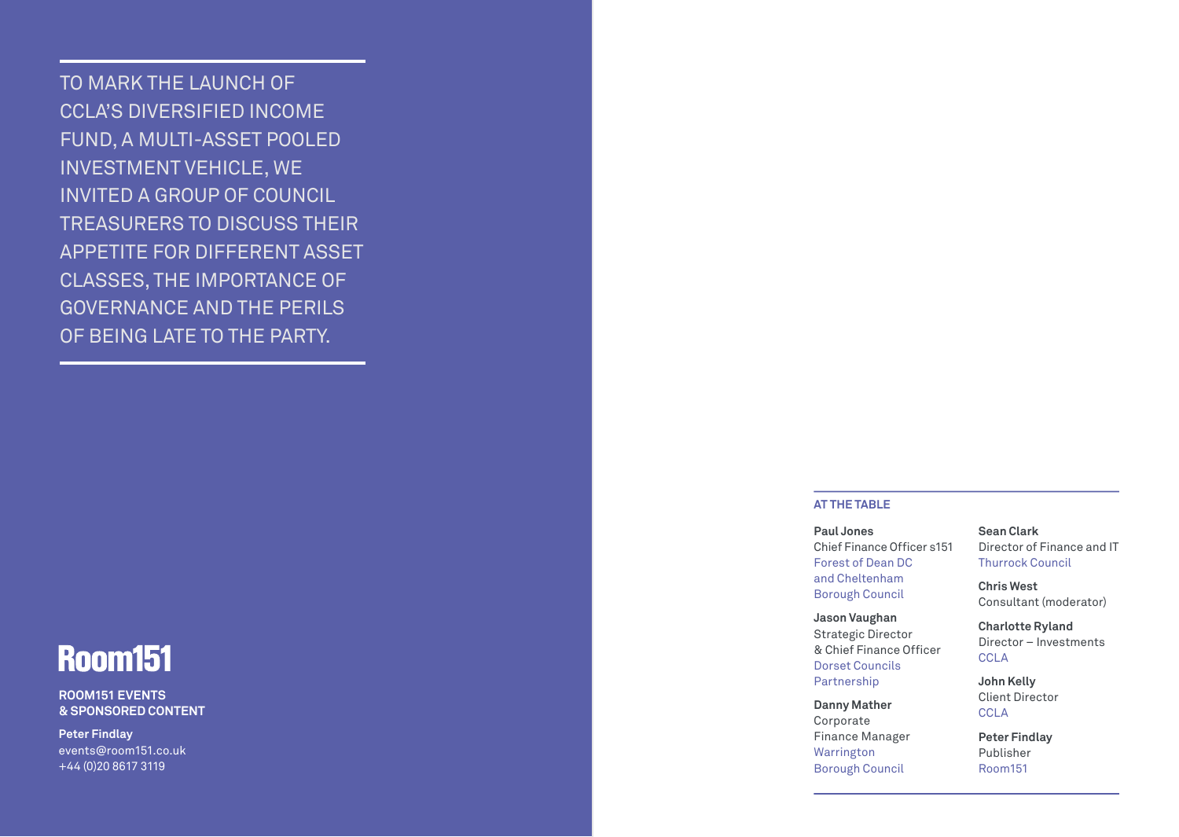TO MARK THE LAUNCH OF CCLA'S DIVERSIFIED INCOME FUND, A MULTI-ASSET POOLED INVESTMENT VEHICLE, WE INVITED A GROUP OF COUNCIL TREASURERS TO DISCUSS THEIR APPETITE FOR DIFFERENT ASSET CLASSES, THE IMPORTANCE OF GOVERNANCE AND THE PERILS OF BEING LATE TO THE PARTY.

**Room151**

**ROOM151 EVENTS & SPONSORED CONTENT**

**Peter Findlay**
events@room151.co.uk
+44 (0)20 8617 3119

**AT THE TABLE**

**Paul Jones**
Chief Finance Officer s151
Forest of Dean DC and Cheltenham Borough Council

**Jason Vaughan**
Strategic Director & Chief Finance Officer
Dorset Councils Partnership

**Danny Mather**
Corporate Finance Manager
Warrington Borough Council

**Sean Clark**
Director of Finance and IT
Thurrock Council

**Chris West**
Consultant (moderator)

**Charlotte Ryland**
Director – Investments
CCLA

**John Kelly**
Client Director
CCLA

**Peter Findlay**
Publisher
Room151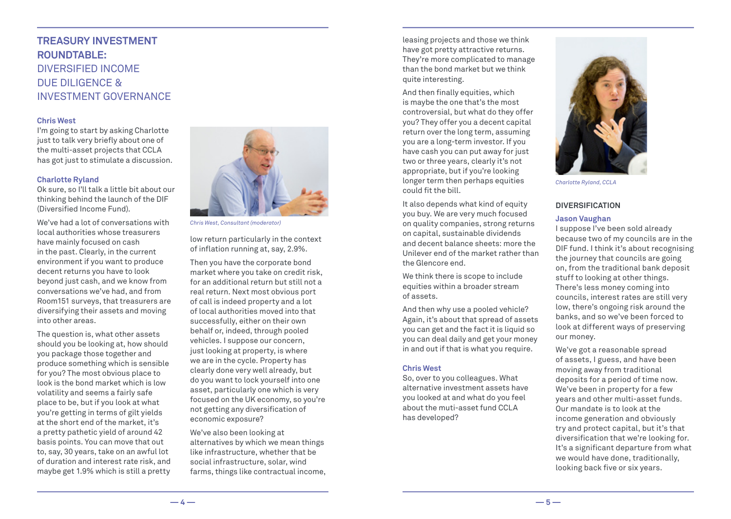# TREASURY INVESTMENT ROUNDTABLE:

## DIVERSIFIED INCOME DUE DILIGENCE & INVESTMENT GOVERNANCE

**Chris West**
I'm going to start by asking Charlotte just to talk very briefly about one of the multi-asset projects that CCLA has got just to stimulate a discussion.

**Charlotte Ryland**
Ok sure, so I'll talk a little bit about our thinking behind the launch of the DIF (Diversified Income Fund).

We've had a lot of conversations with local authorities whose treasurers have mainly focused on cash in the past. Clearly, in the current environment if you want to produce decent returns you have to look beyond just cash, and we know from conversations we've had, and from Room151 surveys, that treasurers are diversifying their assets and moving into other areas.

The question is, what other assets should you be looking at, how should you package those together and produce something which is sensible for you? The most obvious place to look is the bond market which is low volatility and seems a fairly safe place to be, but if you look at what you're getting in terms of gilt yields at the short end of the market, it's a pretty pathetic yield of around 42 basis points. You can move that out to, say, 30 years, take on an awful lot of duration and interest rate risk, and maybe get 1.9% which is still a pretty low return particularly in the context of inflation running at, say, 2.9%.

*Chris West, Consultant (moderator)*

Then you have the corporate bond market where you take on credit risk, for an additional return but still not a real return. Next most obvious port of call is indeed property and a lot of local authorities moved into that successfully, either on their own behalf or, indeed, through pooled vehicles. I suppose our concern, just looking at property, is where we are in the cycle. Property has clearly done very well already, but do you want to lock yourself into one asset, particularly one which is very focused on the UK economy, so you're not getting any diversification of economic exposure?

We've also been looking at alternatives by which we mean things like infrastructure, whether that be social infrastructure, solar, wind farms, things like contractual income, leasing projects and those we think have got pretty attractive returns. They're more complicated to manage than the bond market but we think quite interesting.

And then finally equities, which is maybe the one that's the most controversial, but what do they offer you? They offer you a decent capital return over the long term, assuming you are a long-term investor. If you have cash you can put away for just two or three years, clearly it's not appropriate, but if you're looking longer term then perhaps equities could fit the bill.

It also depends what kind of equity you buy. We are very much focused on quality companies, strong returns on capital, sustainable dividends and decent balance sheets: more the Unilever end of the market rather than the Glencore end.

We think there is scope to include equities within a broader stream of assets.

And then why use a pooled vehicle? Again, it's about that spread of assets you can get and the fact it is liquid so you can deal daily and get your money in and out if that is what you require.

**Chris West**
So, over to you colleagues. What alternative investment assets have you looked at and what do you feel about the muti-asset fund CCLA has developed?

*Charlotte Ryland, CCLA*

### DIVERSIFICATION

**Jason Vaughan**
I suppose I've been sold already because two of my councils are in the DIF fund. I think it's about recognising the journey that councils are going on, from the traditional bank deposit stuff to looking at other things. There's less money coming into councils, interest rates are still very low, there's ongoing risk around the banks, and so we've been forced to look at different ways of preserving our money.

We've got a reasonable spread of assets, I guess, and have been moving away from traditional deposits for a period of time now. We've been in property for a few years and other multi-asset funds. Our mandate is to look at the income generation and obviously try and protect capital, but it's that diversification that we're looking for. It's a significant departure from what we would have done, traditionally, looking back five or six years.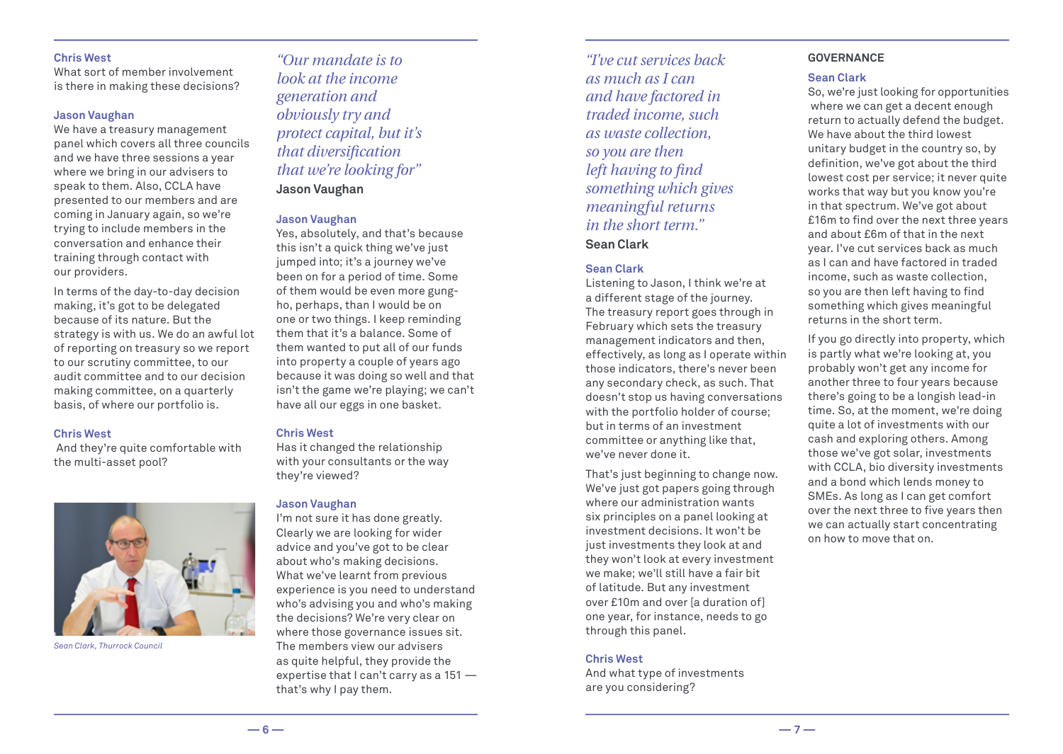**Chris West**
What sort of member involvement is there in making these decisions?

**Jason Vaughan**
We have a treasury management panel which covers all three councils and we have three sessions a year where we bring in our advisers to speak to them. Also, CCLA have presented to our members and are coming in January again, so we're trying to include members in the conversation and enhance their training through contact with our providers.

In terms of the day-to-day decision making, it's got to be delegated because of its nature. But the strategy is with us. We do an awful lot of reporting on treasury so we report to our scrutiny committee, to our audit committee and to our decision making committee, on a quarterly basis, of where our portfolio is.

**Chris West**
And they're quite comfortable with the multi-asset pool?

*Sean Clark, Thurrock Council*

> *"Our mandate is to look at the income generation and obviously try and protect capital, but it's that diversification that we're looking for"*
> **Jason Vaughan**

**Jason Vaughan**
Yes, absolutely, and that's because this isn't a quick thing we've just jumped into; it's a journey we've been on for a period of time. Some of them would be even more gung-ho, perhaps, than I would be on one or two things. I keep reminding them that it's a balance. Some of them wanted to put all of our funds into property a couple of years ago because it was doing so well and that isn't the game we're playing; we can't have all our eggs in one basket.

**Chris West**
Has it changed the relationship with your consultants or the way they're viewed?

**Jason Vaughan**
I'm not sure it has done greatly. Clearly we are looking for wider advice and you've got to be clear about who's making decisions. What we've learnt from previous experience is you need to understand who's advising you and who's making the decisions? We're very clear on where those governance issues sit. The members view our advisers as quite helpful, they provide the expertise that I can't carry as a 151 — that's why I pay them.

> *"I've cut services back as much as I can and have factored in traded income, such as waste collection, so you are then left having to find something which gives meaningful returns in the short term."*
> **Sean Clark**

**Sean Clark**
Listening to Jason, I think we're at a different stage of the journey. The treasury report goes through in February which sets the treasury management indicators and then, effectively, as long as I operate within those indicators, there's never been any secondary check, as such. That doesn't stop us having conversations with the portfolio holder of course; but in terms of an investment committee or anything like that, we've never done it.

That's just beginning to change now. We've just got papers going through where our administration wants six principles on a panel looking at investment decisions. It won't be just investments they look at and they won't look at every investment we make; we'll still have a fair bit of latitude. But any investment over £10m and over [a duration of] one year, for instance, needs to go through this panel.

**Chris West**
And what type of investments are you considering?

## GOVERNANCE

**Sean Clark**
So, we're just looking for opportunities where we can get a decent enough return to actually defend the budget. We have about the third lowest unitary budget in the country so, by definition, we've got about the third lowest cost per service; it never quite works that way but you know you're in that spectrum. We've got about £16m to find over the next three years and about £6m of that in the next year. I've cut services back as much as I can and have factored in traded income, such as waste collection, so you are then left having to find something which gives meaningful returns in the short term.

If you go directly into property, which is partly what we're looking at, you probably won't get any income for another three to four years because there's going to be a longish lead-in time. So, at the moment, we're doing quite a lot of investments with our cash and exploring others. Among those we've got solar, investments with CCLA, bio diversity investments and a bond which lends money to SMEs. As long as I can get comfort over the next three to five years then we can actually start concentrating on how to move that on.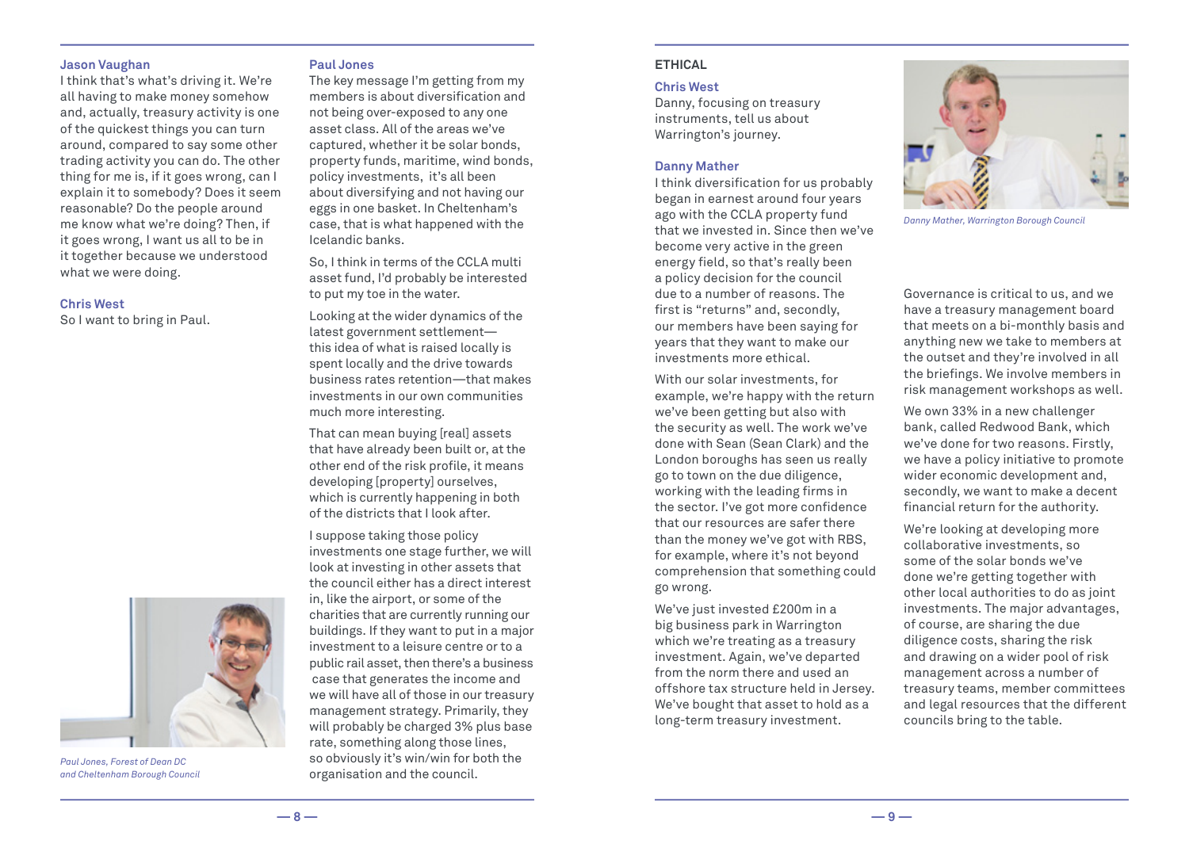**Jason Vaughan**
I think that's what's driving it. We're all having to make money somehow and, actually, treasury activity is one of the quickest things you can turn around, compared to say some other trading activity you can do. The other thing for me is, if it goes wrong, can I explain it to somebody? Does it seem reasonable? Do the people around me know what we're doing? Then, if it goes wrong, I want us all to be in it together because we understood what we were doing.

**Chris West**
So I want to bring in Paul.

*Paul Jones, Forest of Dean DC and Cheltenham Borough Council*

**Paul Jones**
The key message I'm getting from my members is about diversification and not being over-exposed to any one asset class. All of the areas we've captured, whether it be solar bonds, property funds, maritime, wind bonds, policy investments, it's all been about diversifying and not having our eggs in one basket. In Cheltenham's case, that is what happened with the Icelandic banks.

So, I think in terms of the CCLA multi asset fund, I'd probably be interested to put my toe in the water.

Looking at the wider dynamics of the latest government settlement—this idea of what is raised locally is spent locally and the drive towards business rates retention—that makes investments in our own communities much more interesting.

That can mean buying [real] assets that have already been built or, at the other end of the risk profile, it means developing [property] ourselves, which is currently happening in both of the districts that I look after.

I suppose taking those policy investments one stage further, we will look at investing in other assets that the council either has a direct interest in, like the airport, or some of the charities that are currently running our buildings. If they want to put in a major investment to a leisure centre or to a public rail asset, then there's a business case that generates the income and we will have all of those in our treasury management strategy. Primarily, they will probably be charged 3% plus base rate, something along those lines, so obviously it's win/win for both the organisation and the council.

## ETHICAL

**Chris West**
Danny, focusing on treasury instruments, tell us about Warrington's journey.

**Danny Mather**
I think diversification for us probably began in earnest around four years ago with the CCLA property fund that we invested in. Since then we've become very active in the green energy field, so that's really been a policy decision for the council due to a number of reasons. The first is "returns" and, secondly, our members have been saying for years that they want to make our investments more ethical.

With our solar investments, for example, we're happy with the return we've been getting but also with the security as well. The work we've done with Sean (Sean Clark) and the London boroughs has seen us really go to town on the due diligence, working with the leading firms in the sector. I've got more confidence that our resources are safer there than the money we've got with RBS, for example, where it's not beyond comprehension that something could go wrong.

We've just invested £200m in a big business park in Warrington which we're treating as a treasury investment. Again, we've departed from the norm there and used an offshore tax structure held in Jersey. We've bought that asset to hold as a long-term treasury investment.

*Danny Mather, Warrington Borough Council*

Governance is critical to us, and we have a treasury management board that meets on a bi-monthly basis and anything new we take to members at the outset and they're involved in all the briefings. We involve members in risk management workshops as well.

We own 33% in a new challenger bank, called Redwood Bank, which we've done for two reasons. Firstly, we have a policy initiative to promote wider economic development and, secondly, we want to make a decent financial return for the authority.

We're looking at developing more collaborative investments, so some of the solar bonds we've done we're getting together with other local authorities to do as joint investments. The major advantages, of course, are sharing the due diligence costs, sharing the risk and drawing on a wider pool of risk management across a number of treasury teams, member committees and legal resources that the different councils bring to the table.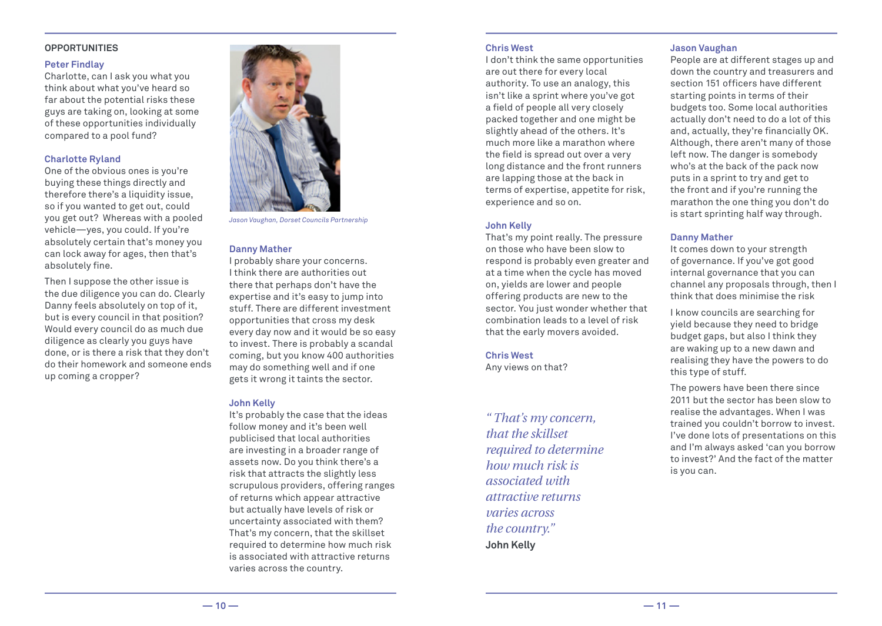## OPPORTUNITIES

**Peter Findlay**
Charlotte, can I ask you what you think about what you've heard so far about the potential risks these guys are taking on, looking at some of these opportunities individually compared to a pool fund?

**Charlotte Ryland**
One of the obvious ones is you're buying these things directly and therefore there's a liquidity issue, so if you wanted to get out, could you get out? Whereas with a pooled vehicle—yes, you could. If you're absolutely certain that's money you can lock away for ages, then that's absolutely fine.

Then I suppose the other issue is the due diligence you can do. Clearly Danny feels absolutely on top of it, but is every council in that position? Would every council do as much due diligence as clearly you guys have done, or is there a risk that they don't do their homework and someone ends up coming a cropper?

*Jason Vaughan, Dorset Councils Partnership*

**Danny Mather**
I probably share your concerns. I think there are authorities out there that perhaps don't have the expertise and it's easy to jump into stuff. There are different investment opportunities that cross my desk every day now and it would be so easy to invest. There is probably a scandal coming, but you know 400 authorities may do something well and if one gets it wrong it taints the sector.

**John Kelly**
It's probably the case that the ideas follow money and it's been well publicised that local authorities are investing in a broader range of assets now. Do you think there's a risk that attracts the slightly less scrupulous providers, offering ranges of returns which appear attractive but actually have levels of risk or uncertainty associated with them? That's my concern, that the skillset required to determine how much risk is associated with attractive returns varies across the country.

**Chris West**
I don't think the same opportunities are out there for every local authority. To use an analogy, this isn't like a sprint where you've got a field of people all very closely packed together and one might be slightly ahead of the others. It's much more like a marathon where the field is spread out over a very long distance and the front runners are lapping those at the back in terms of expertise, appetite for risk, experience and so on.

**John Kelly**
That's my point really. The pressure on those who have been slow to respond is probably even greater and at a time when the cycle has moved on, yields are lower and people offering products are new to the sector. You just wonder whether that combination leads to a level of risk that the early movers avoided.

**Chris West**
Any views on that?

> *"That's my concern, that the skillset required to determine how much risk is associated with attractive returns varies across the country."*
> **John Kelly**

**Jason Vaughan**
People are at different stages up and down the country and treasurers and section 151 officers have different starting points in terms of their budgets too. Some local authorities actually don't need to do a lot of this and, actually, they're financially OK. Although, there aren't many of those left now. The danger is somebody who's at the back of the pack now puts in a sprint to try and get to the front and if you're running the marathon the one thing you don't do is start sprinting half way through.

**Danny Mather**
It comes down to your strength of governance. If you've got good internal governance that you can channel any proposals through, then I think that does minimise the risk

I know councils are searching for yield because they need to bridge budget gaps, but also I think they are waking up to a new dawn and realising they have the powers to do this type of stuff.

The powers have been there since 2011 but the sector has been slow to realise the advantages. When I was trained you couldn't borrow to invest. I've done lots of presentations on this and I'm always asked 'can you borrow to invest?' And the fact of the matter is you can.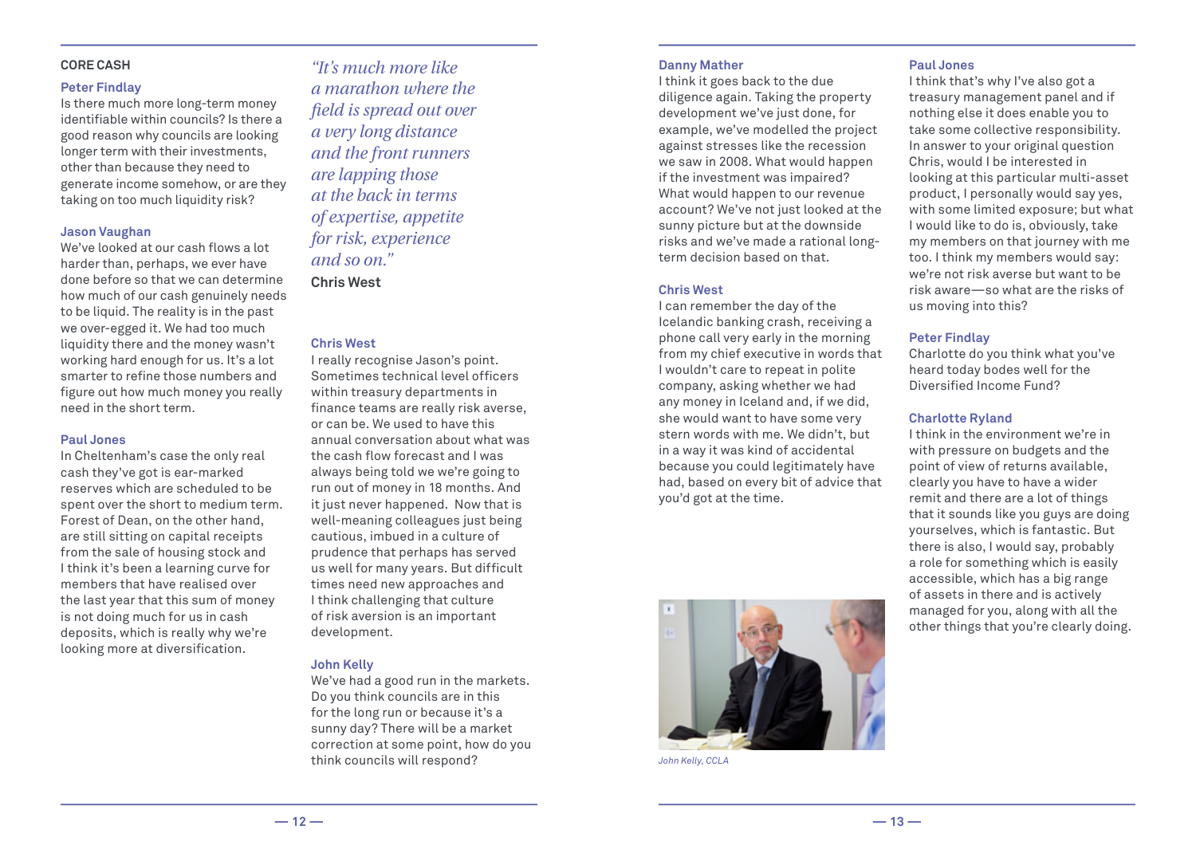### CORE CASH

**Peter Findlay**
Is there much more long-term money identifiable within councils? Is there a good reason why councils are looking longer term with their investments, other than because they need to generate income somehow, or are they taking on too much liquidity risk?

**Jason Vaughan**
We've looked at our cash flows a lot harder than, perhaps, we ever have done before so that we can determine how much of our cash genuinely needs to be liquid. The reality is in the past we over-egged it. We had too much liquidity there and the money wasn't working hard enough for us. It's a lot smarter to refine those numbers and figure out how much money you really need in the short term.

**Paul Jones**
In Cheltenham's case the only real cash they've got is ear-marked reserves which are scheduled to be spent over the short to medium term. Forest of Dean, on the other hand, are still sitting on capital receipts from the sale of housing stock and I think it's been a learning curve for members that have realised over the last year that this sum of money is not doing much for us in cash deposits, which is really why we're looking more at diversification.

> *"It's much more like a marathon where the field is spread out over a very long distance and the front runners are lapping those at the back in terms of expertise, appetite for risk, experience and so on."*
> **Chris West**

**Chris West**
I really recognise Jason's point. Sometimes technical level officers within treasury departments in finance teams are really risk averse, or can be. We used to have this annual conversation about what was the cash flow forecast and I was always being told we we're going to run out of money in 18 months. And it just never happened. Now that is well-meaning colleagues just being cautious, imbued in a culture of prudence that perhaps has served us well for many years. But difficult times need new approaches and I think challenging that culture of risk aversion is an important development.

**John Kelly**
We've had a good run in the markets. Do you think councils are in this for the long run or because it's a sunny day? There will be a market correction at some point, how do you think councils will respond?

**Danny Mather**
I think it goes back to the due diligence again. Taking the property development we've just done, for example, we've modelled the project against stresses like the recession we saw in 2008. What would happen if the investment was impaired? What would happen to our revenue account? We've not just looked at the sunny picture but at the downside risks and we've made a rational long-term decision based on that.

**Chris West**
I can remember the day of the Icelandic banking crash, receiving a phone call very early in the morning from my chief executive in words that I wouldn't care to repeat in polite company, asking whether we had any money in Iceland and, if we did, she would want to have some very stern words with me. We didn't, but in a way it was kind of accidental because you could legitimately have had, based on every bit of advice that you'd got at the time.

*John Kelly, CCLA*

**Paul Jones**
I think that's why I've also got a treasury management panel and if nothing else it does enable you to take some collective responsibility. In answer to your original question Chris, would I be interested in looking at this particular multi-asset product, I personally would say yes, with some limited exposure; but what I would like to do is, obviously, take my members on that journey with me too. I think my members would say: we're not risk averse but want to be risk aware—so what are the risks of us moving into this?

**Peter Findlay**
Charlotte do you think what you've heard today bodes well for the Diversified Income Fund?

**Charlotte Ryland**
I think in the environment we're in with pressure on budgets and the point of view of returns available, clearly you have to have a wider remit and there are a lot of things that it sounds like you guys are doing yourselves, which is fantastic. But there is also, I would say, probably a role for something which is easily accessible, which has a big range of assets in there and is actively managed for you, along with all the other things that you're clearly doing.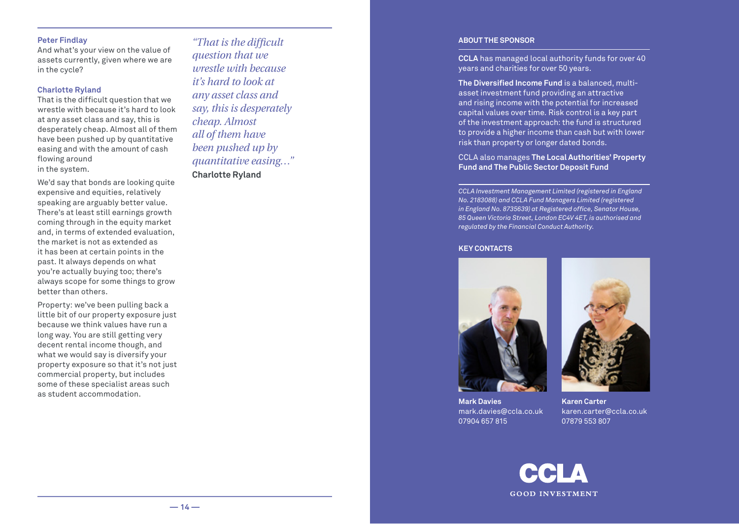**Peter Findlay**
And what's your view on the value of assets currently, given where we are in the cycle?

**Charlotte Ryland**
That is the difficult question that we wrestle with because it's hard to look at any asset class and say, this is desperately cheap. Almost all of them have been pushed up by quantitative easing and with the amount of cash flowing around in the system.

We'd say that bonds are looking quite expensive and equities, relatively speaking are arguably better value. There's at least still earnings growth coming through in the equity market and, in terms of extended evaluation, the market is not as extended as it has been at certain points in the past. It always depends on what you're actually buying too; there's always scope for some things to grow better than others.

Property: we've been pulling back a little bit of our property exposure just because we think values have run a long way. You are still getting very decent rental income though, and what we would say is diversify your property exposure so that it's not just commercial property, but includes some of these specialist areas such as student accommodation.

> *"That is the difficult question that we wrestle with because it's hard to look at any asset class and say, this is desperately cheap. Almost all of them have been pushed up by quantitative easing..."*
> **Charlotte Ryland**

## ABOUT THE SPONSOR

**CCLA** has managed local authority funds for over 40 years and charities for over 50 years.

**The Diversified Income Fund** is a balanced, multi-asset investment fund providing an attractive and rising income with the potential for increased capital values over time. Risk control is a key part of the investment approach: the fund is structured to provide a higher income than cash but with lower risk than property or longer dated bonds.

CCLA also manages **The Local Authorities' Property Fund and The Public Sector Deposit Fund**

*CCLA Investment Management Limited (registered in England No. 2183088) and CCLA Fund Managers Limited (registered in England No. 8735639) at Registered office, Senator House, 85 Queen Victoria Street, London EC4V 4ET, is authorised and regulated by the Financial Conduct Authority.*

## KEY CONTACTS

**Mark Davies**
mark.davies@ccla.co.uk
07904 657 815

**Karen Carter**
karen.carter@ccla.co.uk
07879 553 807

CCLA
GOOD INVESTMENT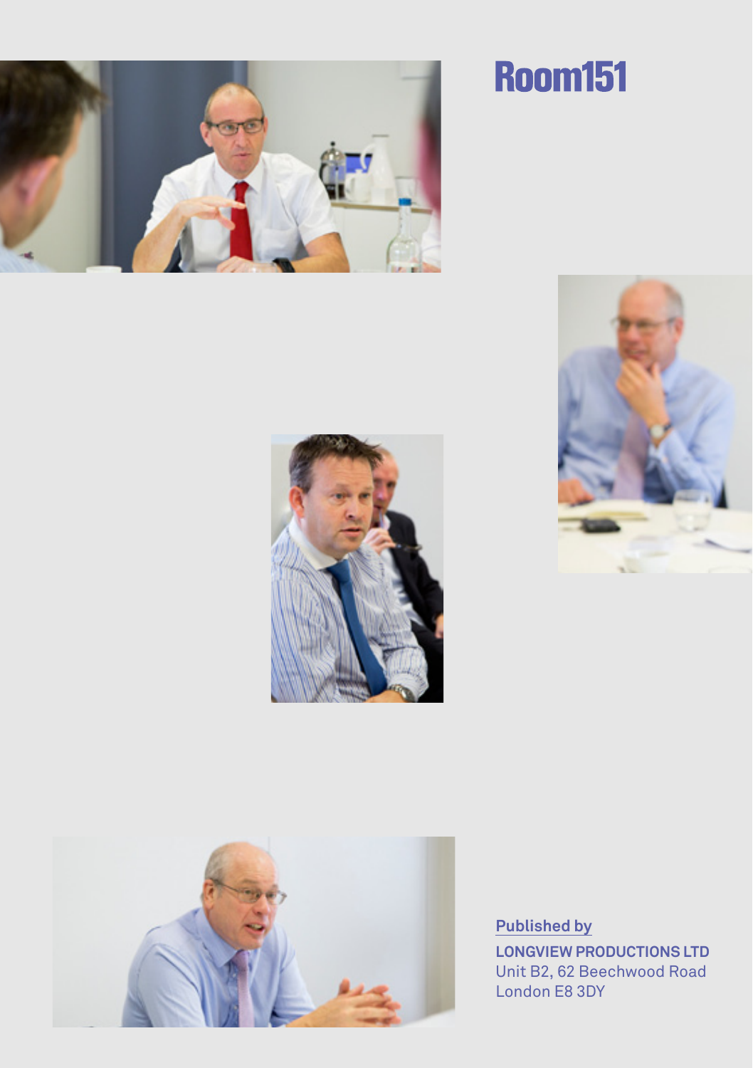# Room151

**Published by**

**LONGVIEW PRODUCTIONS LTD**
Unit B2, 62 Beechwood Road
London E8 3DY